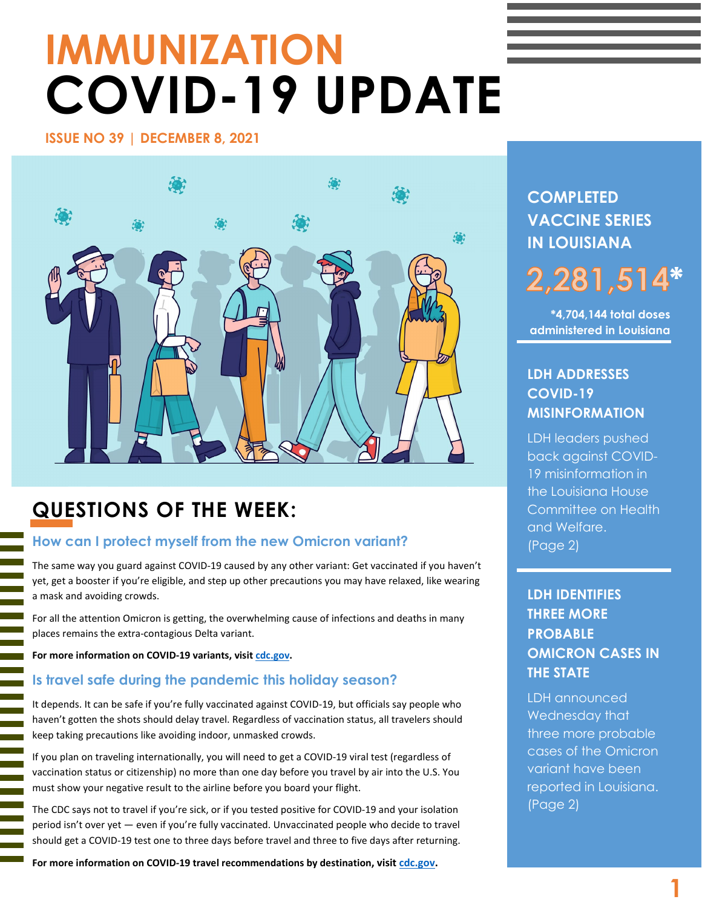# IMMUNIZATION COVID-19 UPDATE

**ISSUE NO 39 | DECEMBER 8, 2021**

## QUESTIONS OF THE WEEK:

### How can I protect myself from the new Omicron variant?

The same way you guard against COVID-19 caused by any other variant: Get vaccinated if you haven't yet, get a booster if you're eligible, and step up other precautions you may have relaxed, like wearing a mask and avoiding crowds.

For all the attention Omicron is getting, the overwhelming cause of infections and deaths in many places remains the extra-contagious Delta variant.

**For more information on COVID-19 variants, visit cdc.gov.**

### Is travel safe during the pandemic this holiday season?

It depends. It can be safe if you're fully vaccinated against COVID-19, but officials say people who haven't gotten the shots should delay travel. Regardless of vaccination status, all travelers should keep taking precautions like avoiding indoor, unmasked crowds.

If you plan on traveling internationally, you will need to get a COVID-19 viral test (regardless of vaccination status or citizenship) no more than one day before you travel by air into the U.S. You must show your negative result to the airline before you board your flight.

The CDC says not to travel if you're sick, or if you tested positive for COVID-19 and your isolation period isn't over yet — even if you're fully vaccinated. Unvaccinated people who decide to travel should get a COVID-19 test one to three days before travel and three to five days after returning.

**For more information on COVID-19 travel recommendations by destination, visit cdc.gov.**

## COMPLETED VACCINE SERIES IN LOUISIANA

**2,281,514***

***4,704,144 total doses administered in Louisiana**

## LDH ADDRESSES COVID-19 MISINFORMATION

LDH leaders pushed back against COVID-19 misinformation in the Louisiana House Committee on Health and Welfare. (Page 2)

## LDH IDENTIFIES THREE MORE PROBABLE OMICRON CASES IN THE STATE

LDH announced Wednesday that three more probable cases of the Omicron variant have been reported in Louisiana. (Page 2)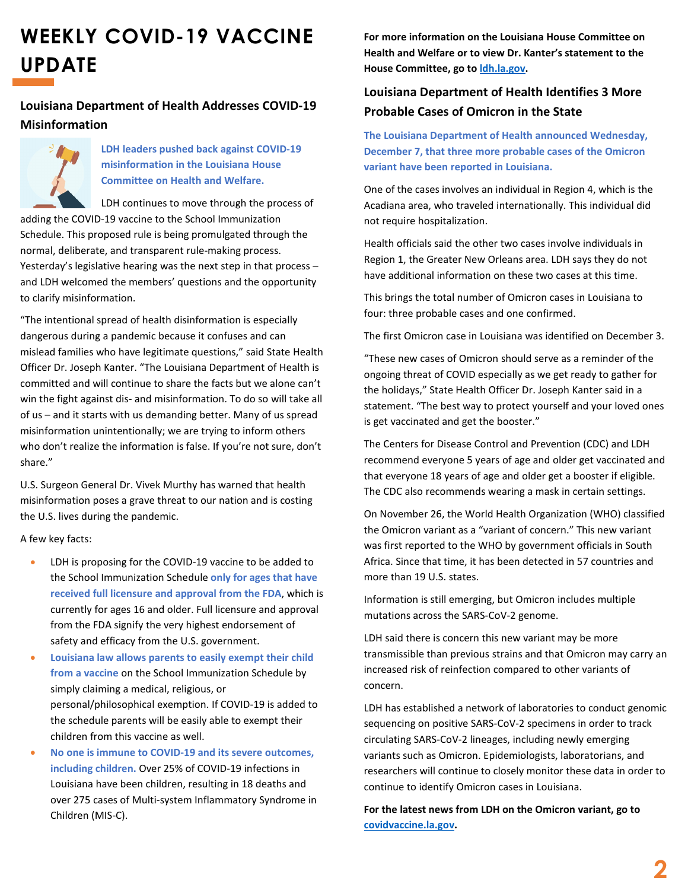# WEEKLY COVID-19 VACCINE UPDATE

## Louisiana Department of Health Addresses COVID-19 Misinformation

**LDH leaders pushed back against COVID-19 misinformation in the Louisiana House Committee on Health and Welfare.**

LDH continues to move through the process of adding the COVID-19 vaccine to the School Immunization Schedule. This proposed rule is being promulgated through the normal, deliberate, and transparent rule-making process. Yesterday's legislative hearing was the next step in that process – and LDH welcomed the members' questions and the opportunity to clarify misinformation.

"The intentional spread of health disinformation is especially dangerous during a pandemic because it confuses and can mislead families who have legitimate questions," said State Health Officer Dr. Joseph Kanter. "The Louisiana Department of Health is committed and will continue to share the facts but we alone can't win the fight against dis- and misinformation. To do so will take all of us – and it starts with us demanding better. Many of us spread misinformation unintentionally; we are trying to inform others who don't realize the information is false. If you're not sure, don't share."

U.S. Surgeon General Dr. Vivek Murthy has warned that health misinformation poses a grave threat to our nation and is costing the U.S. lives during the pandemic.

A few key facts:

- LDH is proposing for the COVID-19 vaccine to be added to the School Immunization Schedule **only for ages that have received full licensure and approval from the FDA**, which is currently for ages 16 and older. Full licensure and approval from the FDA signify the very highest endorsement of safety and efficacy from the U.S. government.
- **Louisiana law allows parents to easily exempt their child from a vaccine** on the School Immunization Schedule by simply claiming a medical, religious, or personal/philosophical exemption. If COVID-19 is added to the schedule parents will be easily able to exempt their children from this vaccine as well.
- **No one is immune to COVID-19 and its severe outcomes, including children.** Over 25% of COVID-19 infections in Louisiana have been children, resulting in 18 deaths and over 275 cases of Multi-system Inflammatory Syndrome in Children (MIS-C).

**For more information on the Louisiana House Committee on Health and Welfare or to view Dr. Kanter's statement to the House Committee, go to ldh.la.gov.**

## Louisiana Department of Health Identifies 3 More Probable Cases of Omicron in the State

**The Louisiana Department of Health announced Wednesday, December 7, that three more probable cases of the Omicron variant have been reported in Louisiana.**

One of the cases involves an individual in Region 4, which is the Acadiana area, who traveled internationally. This individual did not require hospitalization.

Health officials said the other two cases involve individuals in Region 1, the Greater New Orleans area. LDH says they do not have additional information on these two cases at this time.

This brings the total number of Omicron cases in Louisiana to four: three probable cases and one confirmed.

The first Omicron case in Louisiana was identified on December 3.

"These new cases of Omicron should serve as a reminder of the ongoing threat of COVID especially as we get ready to gather for the holidays," State Health Officer Dr. Joseph Kanter said in a statement. "The best way to protect yourself and your loved ones is get vaccinated and get the booster."

The Centers for Disease Control and Prevention (CDC) and LDH recommend everyone 5 years of age and older get vaccinated and that everyone 18 years of age and older get a booster if eligible. The CDC also recommends wearing a mask in certain settings.

On November 26, the World Health Organization (WHO) classified the Omicron variant as a "variant of concern." This new variant was first reported to the WHO by government officials in South Africa. Since that time, it has been detected in 57 countries and more than 19 U.S. states.

Information is still emerging, but Omicron includes multiple mutations across the SARS-CoV-2 genome.

LDH said there is concern this new variant may be more transmissible than previous strains and that Omicron may carry an increased risk of reinfection compared to other variants of concern.

LDH has established a network of laboratories to conduct genomic sequencing on positive SARS-CoV-2 specimens in order to track circulating SARS-CoV-2 lineages, including newly emerging variants such as Omicron. Epidemiologists, laboratorians, and researchers will continue to closely monitor these data in order to continue to identify Omicron cases in Louisiana.

**For the latest news from LDH on the Omicron variant, go to covidvaccine.la.gov.**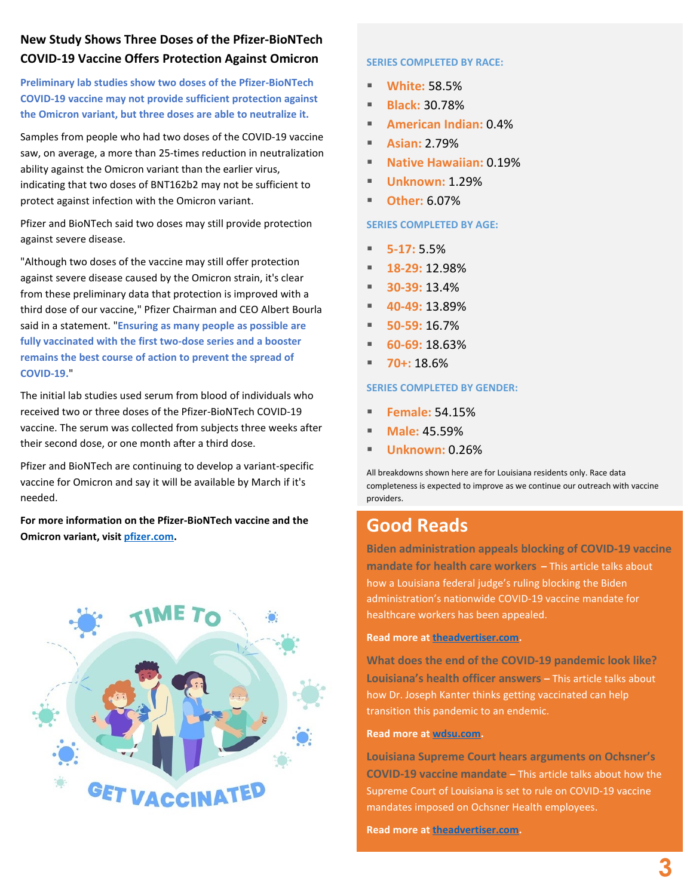## New Study Shows Three Doses of the Pfizer-BioNTech COVID-19 Vaccine Offers Protection Against Omicron

**Preliminary lab studies show two doses of the Pfizer-BioNTech COVID-19 vaccine may not provide sufficient protection against the Omicron variant, but three doses are able to neutralize it.**

Samples from people who had two doses of the COVID-19 vaccine saw, on average, a more than 25-times reduction in neutralization ability against the Omicron variant than the earlier virus, indicating that two doses of BNT162b2 may not be sufficient to protect against infection with the Omicron variant.

Pfizer and BioNTech said two doses may still provide protection against severe disease.

"Although two doses of the vaccine may still offer protection against severe disease caused by the Omicron strain, it's clear from these preliminary data that protection is improved with a third dose of our vaccine," Pfizer Chairman and CEO Albert Bourla said in a statement. "**Ensuring as many people as possible are fully vaccinated with the first two-dose series and a booster remains the best course of action to prevent the spread of COVID-19.**"

The initial lab studies used serum from blood of individuals who received two or three doses of the Pfizer-BioNTech COVID-19 vaccine. The serum was collected from subjects three weeks after their second dose, or one month after a third dose.

Pfizer and BioNTech are continuing to develop a variant-specific vaccine for Omicron and say it will be available by March if it's needed.

**For more information on the Pfizer-BioNTech vaccine and the Omicron variant, visit [pfizer.com](pfizer.com).**

TIME TO GET VACCINATED

### SERIES COMPLETED BY RACE:

- **White:** 58.5%
- **Black:** 30.78%
- **American Indian:** 0.4%
- **Asian:** 2.79%
- **Native Hawaiian:** 0.19%
- **Unknown:** 1.29%
- **Other:** 6.07%

### SERIES COMPLETED BY AGE:

- **5-17:** 5.5%
- **18-29:** 12.98%
- **30-39:** 13.4%
- **40-49:** 13.89%
- **50-59:** 16.7%
- **60-69:** 18.63%
- **70+:** 18.6%

### SERIES COMPLETED BY GENDER:

- **Female:** 54.15%
- **Male:** 45.59%
- **Unknown:** 0.26%

All breakdowns shown here are for Louisiana residents only. Race data completeness is expected to improve as we continue our outreach with vaccine providers.

## Good Reads

**Biden administration appeals blocking of COVID-19 vaccine mandate for health care workers** – This article talks about how a Louisiana federal judge's ruling blocking the Biden administration's nationwide COVID-19 vaccine mandate for healthcare workers has been appealed.

**Read more at [theadvertiser.com](theadvertiser.com).**

**What does the end of the COVID-19 pandemic look like? Louisiana's health officer answers** – This article talks about how Dr. Joseph Kanter thinks getting vaccinated can help transition this pandemic to an endemic.

**Read more at [wdsu.com](wdsu.com).**

**Louisiana Supreme Court hears arguments on Ochsner's COVID-19 vaccine mandate** – This article talks about how the Supreme Court of Louisiana is set to rule on COVID-19 vaccine mandates imposed on Ochsner Health employees.

**Read more at [theadvertiser.com](theadvertiser.com).**